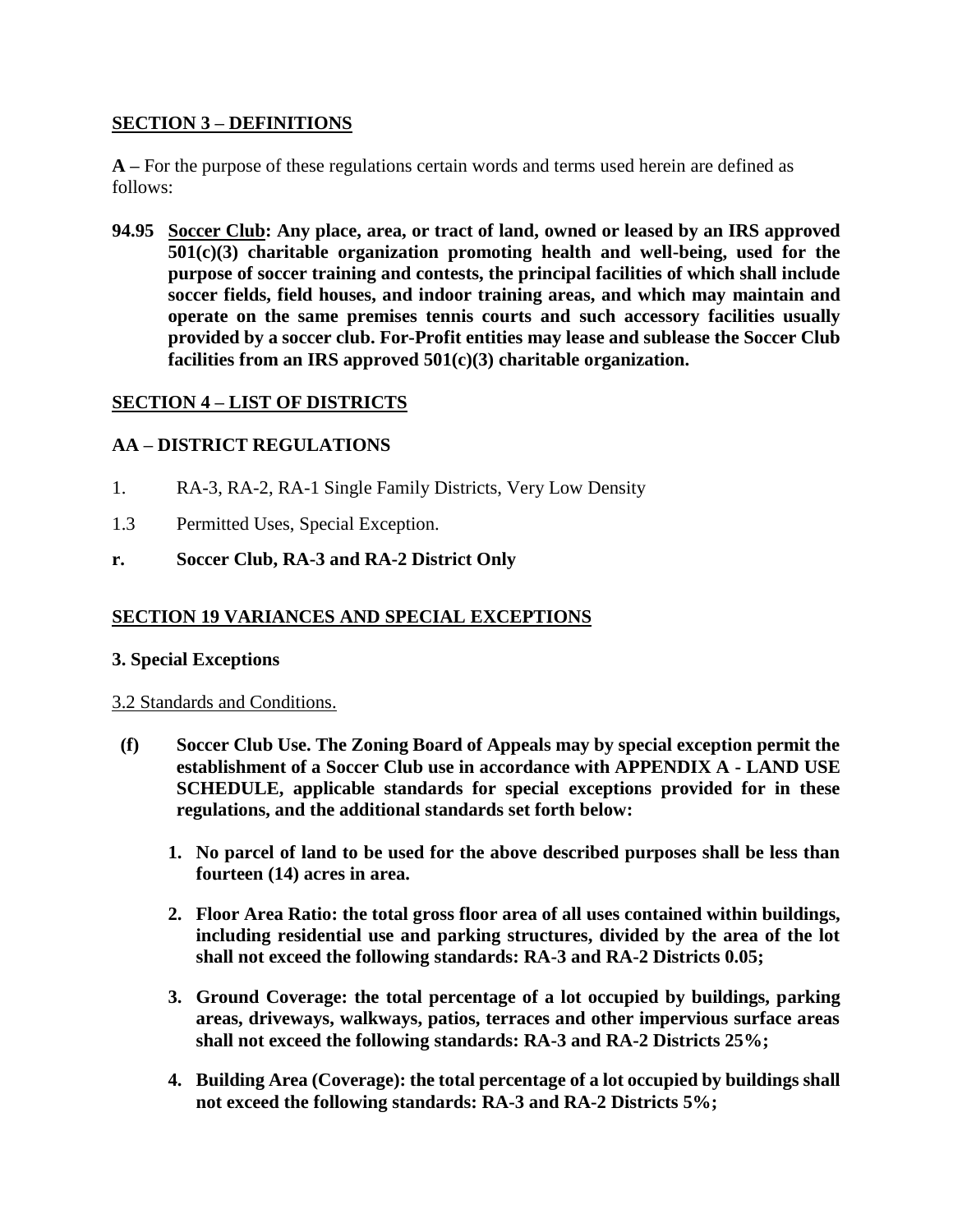## SECTION 3 – DEFINITIONS

**A** – For the purpose of these regulations certain words and terms used herein are defined as follows:

**94.95 Soccer Club: Any place, area, or tract of land, owned or leased by an IRS approved 501(c)(3) charitable organization promoting health and well-being, used for the purpose of soccer training and contests, the principal facilities of which shall include soccer fields, field houses, and indoor training areas, and which may maintain and operate on the same premises tennis courts and such accessory facilities usually provided by a soccer club. For-Profit entities may lease and sublease the Soccer Club facilities from an IRS approved 501(c)(3) charitable organization.**

## SECTION 4 – LIST OF DISTRICTS

### AA – DISTRICT REGULATIONS

1. RA-3, RA-2, RA-1 Single Family Districts, Very Low Density

1.3 Permitted Uses, Special Exception.

**r. Soccer Club, RA-3 and RA-2 District Only**

## SECTION 19 VARIANCES AND SPECIAL EXCEPTIONS

### 3. Special Exceptions

3.2 Standards and Conditions.

**(f) Soccer Club Use. The Zoning Board of Appeals may by special exception permit the establishment of a Soccer Club use in accordance with APPENDIX A - LAND USE SCHEDULE, applicable standards for special exceptions provided for in these regulations, and the additional standards set forth below:**

1. **No parcel of land to be used for the above described purposes shall be less than fourteen (14) acres in area.**
2. **Floor Area Ratio: the total gross floor area of all uses contained within buildings, including residential use and parking structures, divided by the area of the lot shall not exceed the following standards: RA-3 and RA-2 Districts 0.05;**
3. **Ground Coverage: the total percentage of a lot occupied by buildings, parking areas, driveways, walkways, patios, terraces and other impervious surface areas shall not exceed the following standards: RA-3 and RA-2 Districts 25%;**
4. **Building Area (Coverage): the total percentage of a lot occupied by buildings shall not exceed the following standards: RA-3 and RA-2 Districts 5%;**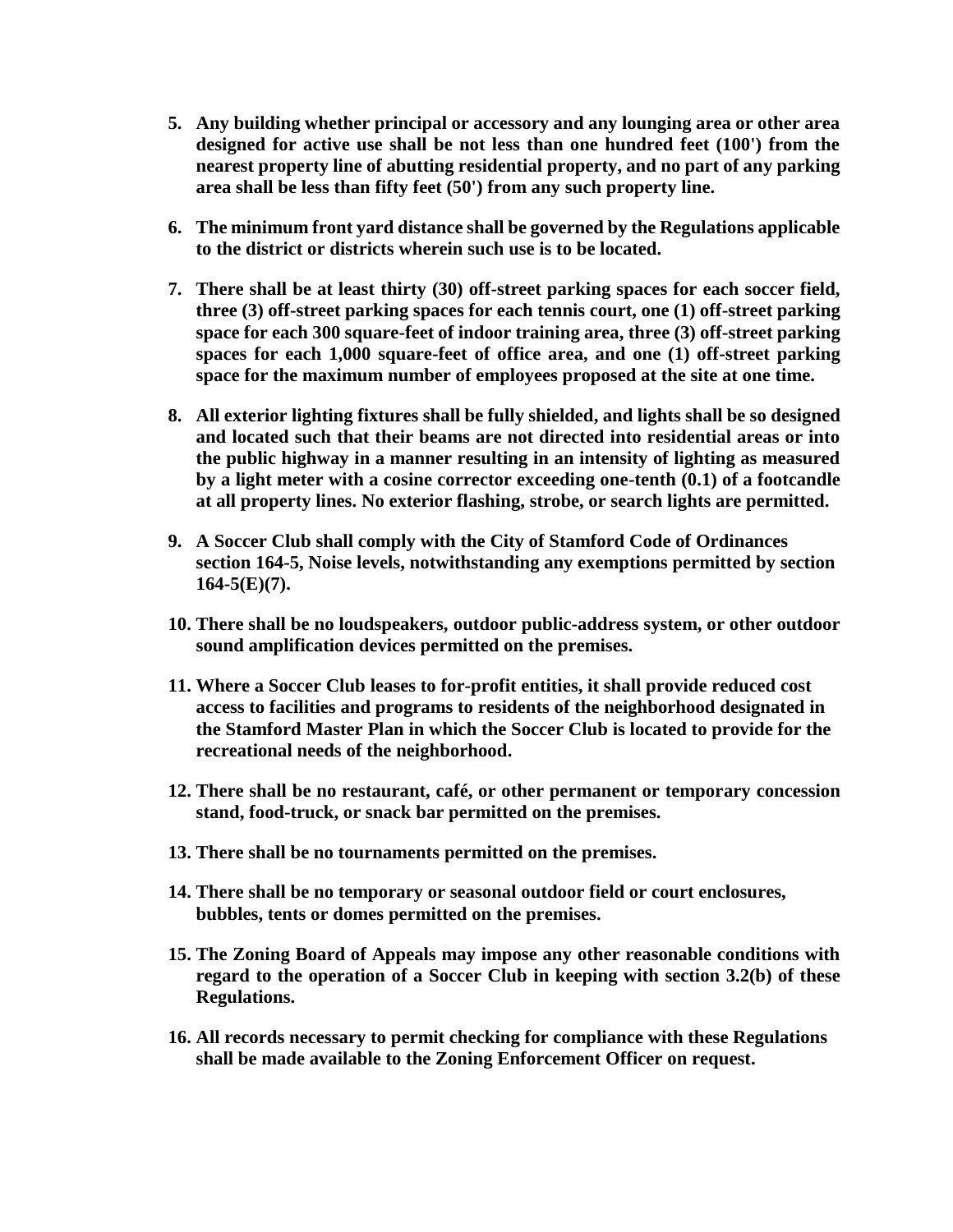5. **Any building whether principal or accessory and any lounging area or other area designed for active use shall be not less than one hundred feet (100') from the nearest property line of abutting residential property, and no part of any parking area shall be less than fifty feet (50') from any such property line.**

6. **The minimum front yard distance shall be governed by the Regulations applicable to the district or districts wherein such use is to be located.**

7. **There shall be at least thirty (30) off-street parking spaces for each soccer field, three (3) off-street parking spaces for each tennis court, one (1) off-street parking space for each 300 square-feet of indoor training area, three (3) off-street parking spaces for each 1,000 square-feet of office area, and one (1) off-street parking space for the maximum number of employees proposed at the site at one time.**

8. **All exterior lighting fixtures shall be fully shielded, and lights shall be so designed and located such that their beams are not directed into residential areas or into the public highway in a manner resulting in an intensity of lighting as measured by a light meter with a cosine corrector exceeding one-tenth (0.1) of a footcandle at all property lines. No exterior flashing, strobe, or search lights are permitted.**

9. **A Soccer Club shall comply with the City of Stamford Code of Ordinances section 164-5, Noise levels, notwithstanding any exemptions permitted by section 164-5(E)(7).**

10. **There shall be no loudspeakers, outdoor public-address system, or other outdoor sound amplification devices permitted on the premises.**

11. **Where a Soccer Club leases to for-profit entities, it shall provide reduced cost access to facilities and programs to residents of the neighborhood designated in the Stamford Master Plan in which the Soccer Club is located to provide for the recreational needs of the neighborhood.**

12. **There shall be no restaurant, café, or other permanent or temporary concession stand, food-truck, or snack bar permitted on the premises.**

13. **There shall be no tournaments permitted on the premises.**

14. **There shall be no temporary or seasonal outdoor field or court enclosures, bubbles, tents or domes permitted on the premises.**

15. **The Zoning Board of Appeals may impose any other reasonable conditions with regard to the operation of a Soccer Club in keeping with section 3.2(b) of these Regulations.**

16. **All records necessary to permit checking for compliance with these Regulations shall be made available to the Zoning Enforcement Officer on request.**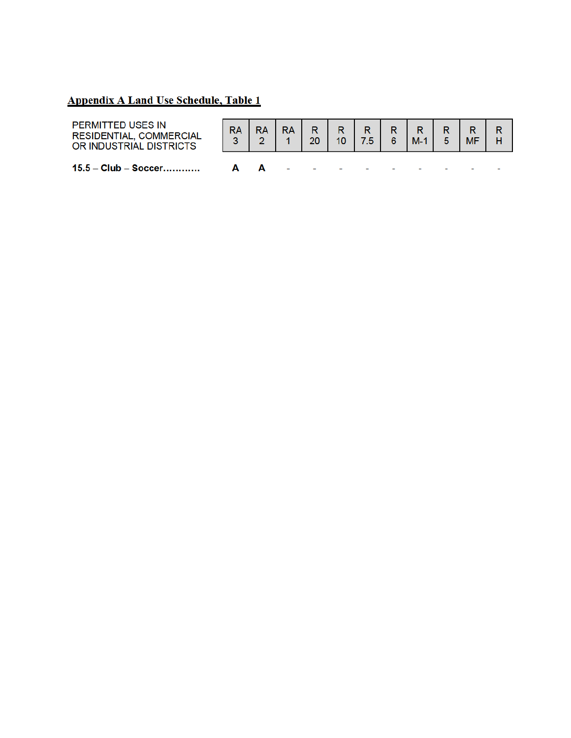**Appendix A Land Use Schedule, Table 1**

| PERMITTED USES IN RESIDENTIAL, COMMERCIAL OR INDUSTRIAL DISTRICTS | RA 3 | RA 2 | RA 1 | R 20 | R 10 | R 7.5 | R 6 | R M-1 | R 5 | R MF | R H |
|---|---|---|---|---|---|---|---|---|---|---|---|
| **15.5 – Club – Soccer…………** | **A** | **A** | - | - | - | - | - | - | - | - | - |